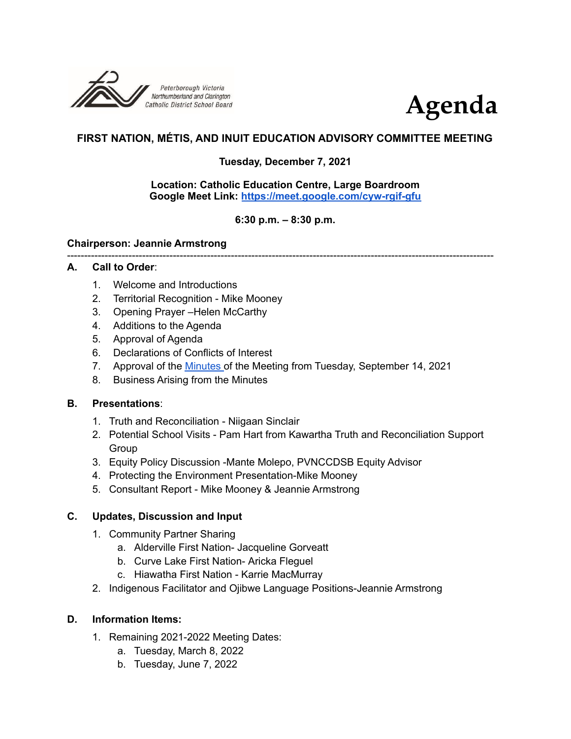Peterborough Victoria Northumberland and Clarington Catholic District School Board

# Agenda

## FIRST NATION, MÉTIS, AND INUIT EDUCATION ADVISORY COMMITTEE MEETING

**Tuesday, December 7, 2021**

**Location: Catholic Education Centre, Large Boardroom**
**Google Meet Link: [https://meet.google.com/cyw-rgif-gfu](https://meet.google.com/cyw-rgif-gfu)**

**6:30 p.m. – 8:30 p.m.**

**Chairperson: Jeannie Armstrong**

---

**A. Call to Order**:

1. Welcome and Introductions
2. Territorial Recognition - Mike Mooney
3. Opening Prayer –Helen McCarthy
4. Additions to the Agenda
5. Approval of Agenda
6. Declarations of Conflicts of Interest
7. Approval of the Minutes of the Meeting from Tuesday, September 14, 2021
8. Business Arising from the Minutes

**B. Presentations**:

1. Truth and Reconciliation - Niigaan Sinclair
2. Potential School Visits - Pam Hart from Kawartha Truth and Reconciliation Support Group
3. Equity Policy Discussion -Mante Molepo, PVNCCDSB Equity Advisor
4. Protecting the Environment Presentation-Mike Mooney
5. Consultant Report - Mike Mooney & Jeannie Armstrong

**C. Updates, Discussion and Input**

1. Community Partner Sharing
   a. Alderville First Nation- Jacqueline Gorveatt
   b. Curve Lake First Nation- Aricka Fleguel
   c. Hiawatha First Nation - Karrie MacMurray
2. Indigenous Facilitator and Ojibwe Language Positions-Jeannie Armstrong

**D. Information Items:**

1. Remaining 2021-2022 Meeting Dates:
   a. Tuesday, March 8, 2022
   b. Tuesday, June 7, 2022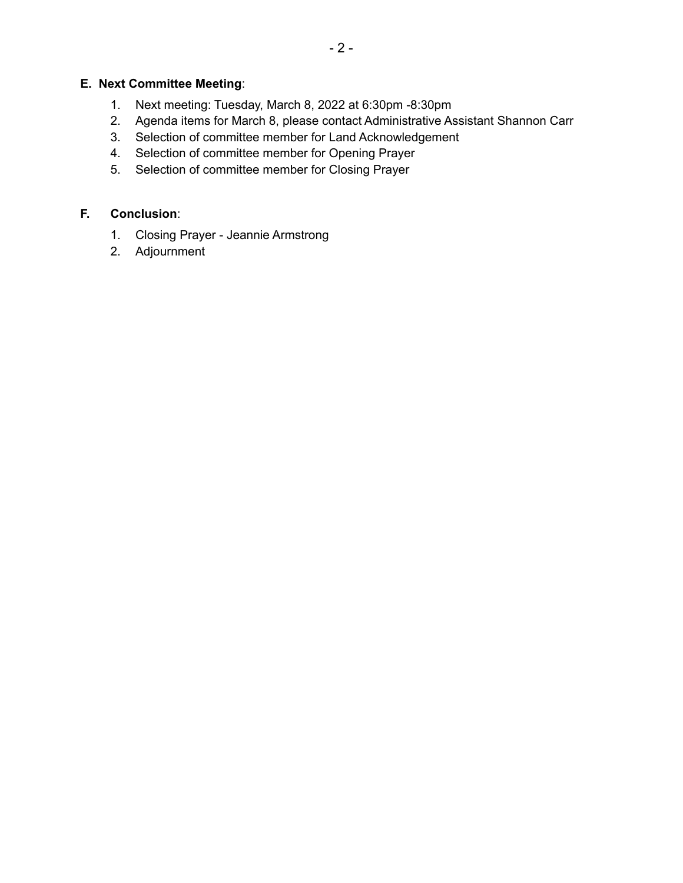**E. Next Committee Meeting**:

1. Next meeting: Tuesday, March 8, 2022 at 6:30pm -8:30pm
2. Agenda items for March 8, please contact Administrative Assistant Shannon Carr
3. Selection of committee member for Land Acknowledgement
4. Selection of committee member for Opening Prayer
5. Selection of committee member for Closing Prayer

**F. Conclusion**:

1. Closing Prayer - Jeannie Armstrong
2. Adjournment